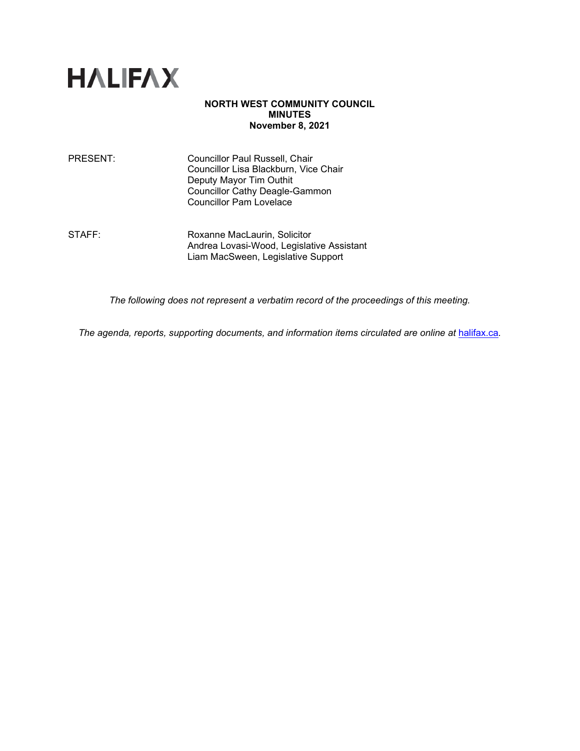# HALIFAX

**NORTH WEST COMMUNITY COUNCIL**
**MINUTES**
**November 8, 2021**

| | |
|---|---|
| PRESENT: | Councillor Paul Russell, Chair<br>Councillor Lisa Blackburn, Vice Chair<br>Deputy Mayor Tim Outhit<br>Councillor Cathy Deagle-Gammon<br>Councillor Pam Lovelace |
| STAFF: | Roxanne MacLaurin, Solicitor<br>Andrea Lovasi-Wood, Legislative Assistant<br>Liam MacSween, Legislative Support |

*The following does not represent a verbatim record of the proceedings of this meeting.*

*The agenda, reports, supporting documents, and information items circulated are online at* [halifax.ca](halifax.ca)*.*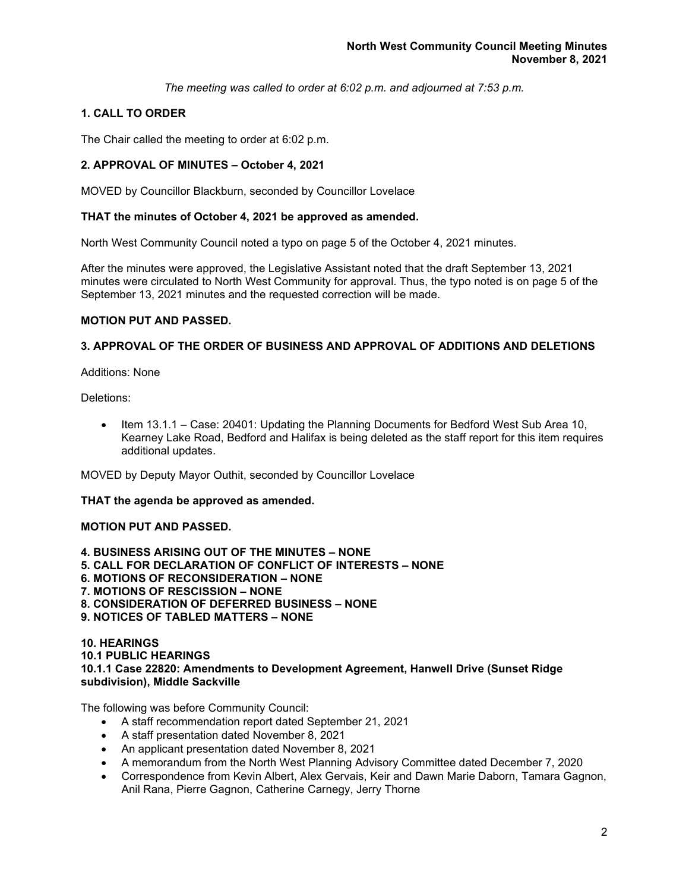*The meeting was called to order at 6:02 p.m. and adjourned at 7:53 p.m.*

## 1. CALL TO ORDER

The Chair called the meeting to order at 6:02 p.m.

## 2. APPROVAL OF MINUTES – October 4, 2021

MOVED by Councillor Blackburn, seconded by Councillor Lovelace

**THAT the minutes of October 4, 2021 be approved as amended.**

North West Community Council noted a typo on page 5 of the October 4, 2021 minutes.

After the minutes were approved, the Legislative Assistant noted that the draft September 13, 2021 minutes were circulated to North West Community for approval. Thus, the typo noted is on page 5 of the September 13, 2021 minutes and the requested correction will be made.

**MOTION PUT AND PASSED.**

## 3. APPROVAL OF THE ORDER OF BUSINESS AND APPROVAL OF ADDITIONS AND DELETIONS

Additions: None

Deletions:

- Item 13.1.1 – Case: 20401: Updating the Planning Documents for Bedford West Sub Area 10, Kearney Lake Road, Bedford and Halifax is being deleted as the staff report for this item requires additional updates.

MOVED by Deputy Mayor Outhit, seconded by Councillor Lovelace

**THAT the agenda be approved as amended.**

**MOTION PUT AND PASSED.**

## 4. BUSINESS ARISING OUT OF THE MINUTES – NONE
## 5. CALL FOR DECLARATION OF CONFLICT OF INTERESTS – NONE
## 6. MOTIONS OF RECONSIDERATION – NONE
## 7. MOTIONS OF RESCISSION – NONE
## 8. CONSIDERATION OF DEFERRED BUSINESS – NONE
## 9. NOTICES OF TABLED MATTERS – NONE

## 10. HEARINGS
### 10.1 PUBLIC HEARINGS
#### 10.1.1 Case 22820: Amendments to Development Agreement, Hanwell Drive (Sunset Ridge subdivision), Middle Sackville

The following was before Community Council:

- A staff recommendation report dated September 21, 2021
- A staff presentation dated November 8, 2021
- An applicant presentation dated November 8, 2021
- A memorandum from the North West Planning Advisory Committee dated December 7, 2020
- Correspondence from Kevin Albert, Alex Gervais, Keir and Dawn Marie Daborn, Tamara Gagnon, Anil Rana, Pierre Gagnon, Catherine Carnegy, Jerry Thorne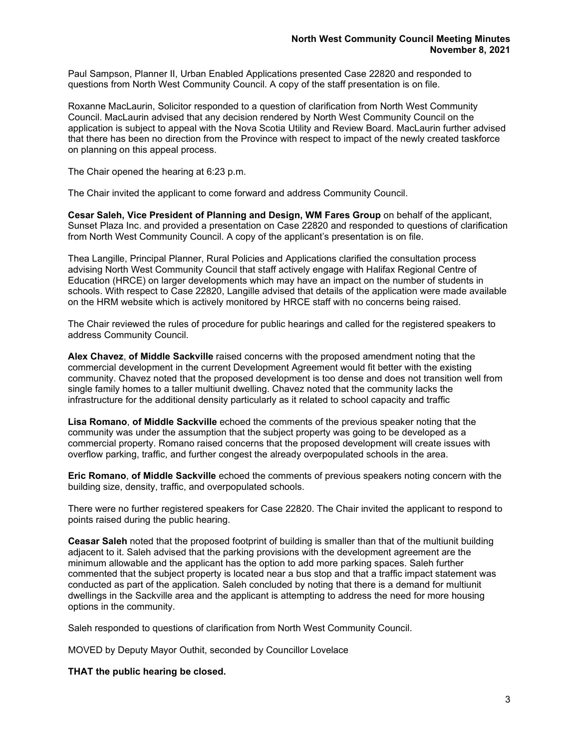Paul Sampson, Planner II, Urban Enabled Applications presented Case 22820 and responded to questions from North West Community Council. A copy of the staff presentation is on file.

Roxanne MacLaurin, Solicitor responded to a question of clarification from North West Community Council. MacLaurin advised that any decision rendered by North West Community Council on the application is subject to appeal with the Nova Scotia Utility and Review Board. MacLaurin further advised that there has been no direction from the Province with respect to impact of the newly created taskforce on planning on this appeal process.

The Chair opened the hearing at 6:23 p.m.

The Chair invited the applicant to come forward and address Community Council.

**Cesar Saleh, Vice President of Planning and Design, WM Fares Group** on behalf of the applicant, Sunset Plaza Inc. and provided a presentation on Case 22820 and responded to questions of clarification from North West Community Council. A copy of the applicant's presentation is on file.

Thea Langille, Principal Planner, Rural Policies and Applications clarified the consultation process advising North West Community Council that staff actively engage with Halifax Regional Centre of Education (HRCE) on larger developments which may have an impact on the number of students in schools. With respect to Case 22820, Langille advised that details of the application were made available on the HRM website which is actively monitored by HRCE staff with no concerns being raised.

The Chair reviewed the rules of procedure for public hearings and called for the registered speakers to address Community Council.

**Alex Chavez**, **of Middle Sackville** raised concerns with the proposed amendment noting that the commercial development in the current Development Agreement would fit better with the existing community. Chavez noted that the proposed development is too dense and does not transition well from single family homes to a taller multiunit dwelling. Chavez noted that the community lacks the infrastructure for the additional density particularly as it related to school capacity and traffic

**Lisa Romano**, **of Middle Sackville** echoed the comments of the previous speaker noting that the community was under the assumption that the subject property was going to be developed as a commercial property. Romano raised concerns that the proposed development will create issues with overflow parking, traffic, and further congest the already overpopulated schools in the area.

**Eric Romano**, **of Middle Sackville** echoed the comments of previous speakers noting concern with the building size, density, traffic, and overpopulated schools.

There were no further registered speakers for Case 22820. The Chair invited the applicant to respond to points raised during the public hearing.

**Ceasar Saleh** noted that the proposed footprint of building is smaller than that of the multiunit building adjacent to it. Saleh advised that the parking provisions with the development agreement are the minimum allowable and the applicant has the option to add more parking spaces. Saleh further commented that the subject property is located near a bus stop and that a traffic impact statement was conducted as part of the application. Saleh concluded by noting that there is a demand for multiunit dwellings in the Sackville area and the applicant is attempting to address the need for more housing options in the community.

Saleh responded to questions of clarification from North West Community Council.

MOVED by Deputy Mayor Outhit, seconded by Councillor Lovelace

**THAT the public hearing be closed.**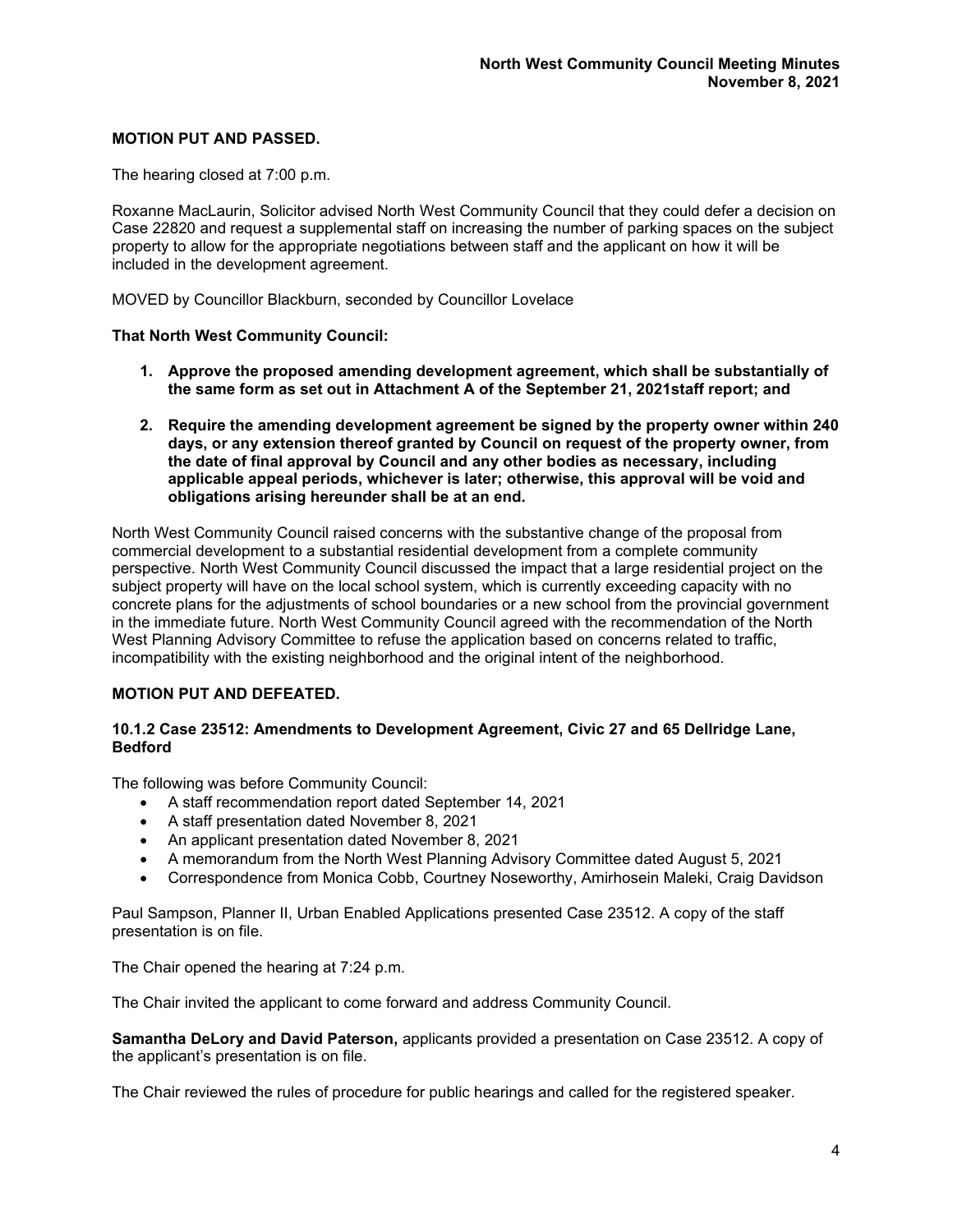**MOTION PUT AND PASSED.**

The hearing closed at 7:00 p.m.

Roxanne MacLaurin, Solicitor advised North West Community Council that they could defer a decision on Case 22820 and request a supplemental staff on increasing the number of parking spaces on the subject property to allow for the appropriate negotiations between staff and the applicant on how it will be included in the development agreement.

MOVED by Councillor Blackburn, seconded by Councillor Lovelace

**That North West Community Council:**

1. **Approve the proposed amending development agreement, which shall be substantially of the same form as set out in Attachment A of the September 21, 2021staff report; and**
2. **Require the amending development agreement be signed by the property owner within 240 days, or any extension thereof granted by Council on request of the property owner, from the date of final approval by Council and any other bodies as necessary, including applicable appeal periods, whichever is later; otherwise, this approval will be void and obligations arising hereunder shall be at an end.**

North West Community Council raised concerns with the substantive change of the proposal from commercial development to a substantial residential development from a complete community perspective. North West Community Council discussed the impact that a large residential project on the subject property will have on the local school system, which is currently exceeding capacity with no concrete plans for the adjustments of school boundaries or a new school from the provincial government in the immediate future. North West Community Council agreed with the recommendation of the North West Planning Advisory Committee to refuse the application based on concerns related to traffic, incompatibility with the existing neighborhood and the original intent of the neighborhood.

**MOTION PUT AND DEFEATED.**

### 10.1.2 Case 23512: Amendments to Development Agreement, Civic 27 and 65 Dellridge Lane, Bedford

The following was before Community Council:

- A staff recommendation report dated September 14, 2021
- A staff presentation dated November 8, 2021
- An applicant presentation dated November 8, 2021
- A memorandum from the North West Planning Advisory Committee dated August 5, 2021
- Correspondence from Monica Cobb, Courtney Noseworthy, Amirhosein Maleki, Craig Davidson

Paul Sampson, Planner II, Urban Enabled Applications presented Case 23512. A copy of the staff presentation is on file.

The Chair opened the hearing at 7:24 p.m.

The Chair invited the applicant to come forward and address Community Council.

**Samantha DeLory and David Paterson,** applicants provided a presentation on Case 23512. A copy of the applicant's presentation is on file.

The Chair reviewed the rules of procedure for public hearings and called for the registered speaker.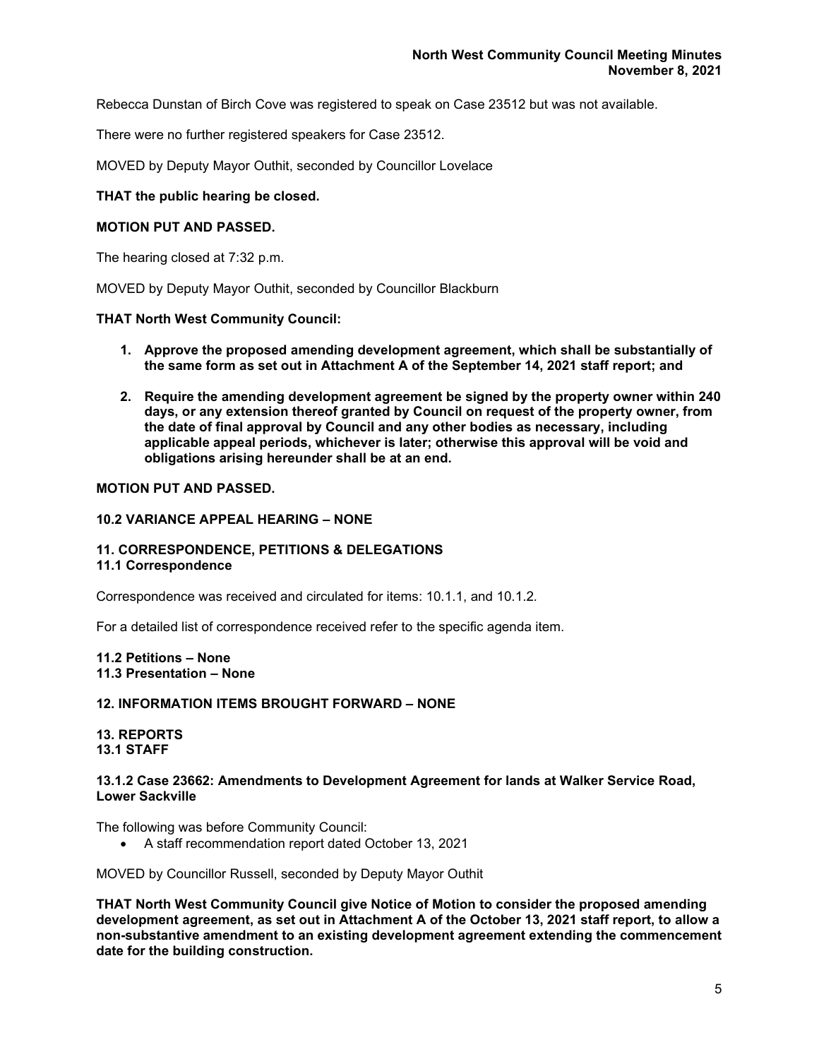Rebecca Dunstan of Birch Cove was registered to speak on Case 23512 but was not available.

There were no further registered speakers for Case 23512.

MOVED by Deputy Mayor Outhit, seconded by Councillor Lovelace

**THAT the public hearing be closed.**

**MOTION PUT AND PASSED.**

The hearing closed at 7:32 p.m.

MOVED by Deputy Mayor Outhit, seconded by Councillor Blackburn

**THAT North West Community Council:**

1. **Approve the proposed amending development agreement, which shall be substantially of the same form as set out in Attachment A of the September 14, 2021 staff report; and**
2. **Require the amending development agreement be signed by the property owner within 240 days, or any extension thereof granted by Council on request of the property owner, from the date of final approval by Council and any other bodies as necessary, including applicable appeal periods, whichever is later; otherwise this approval will be void and obligations arising hereunder shall be at an end.**

**MOTION PUT AND PASSED.**

**10.2 VARIANCE APPEAL HEARING – NONE**

**11. CORRESPONDENCE, PETITIONS & DELEGATIONS**
**11.1 Correspondence**

Correspondence was received and circulated for items: 10.1.1, and 10.1.2.

For a detailed list of correspondence received refer to the specific agenda item.

**11.2 Petitions – None**
**11.3 Presentation – None**

**12. INFORMATION ITEMS BROUGHT FORWARD – NONE**

**13. REPORTS**
**13.1 STAFF**

**13.1.2 Case 23662: Amendments to Development Agreement for lands at Walker Service Road, Lower Sackville**

The following was before Community Council:

- A staff recommendation report dated October 13, 2021

MOVED by Councillor Russell, seconded by Deputy Mayor Outhit

**THAT North West Community Council give Notice of Motion to consider the proposed amending development agreement, as set out in Attachment A of the October 13, 2021 staff report, to allow a non-substantive amendment to an existing development agreement extending the commencement date for the building construction.**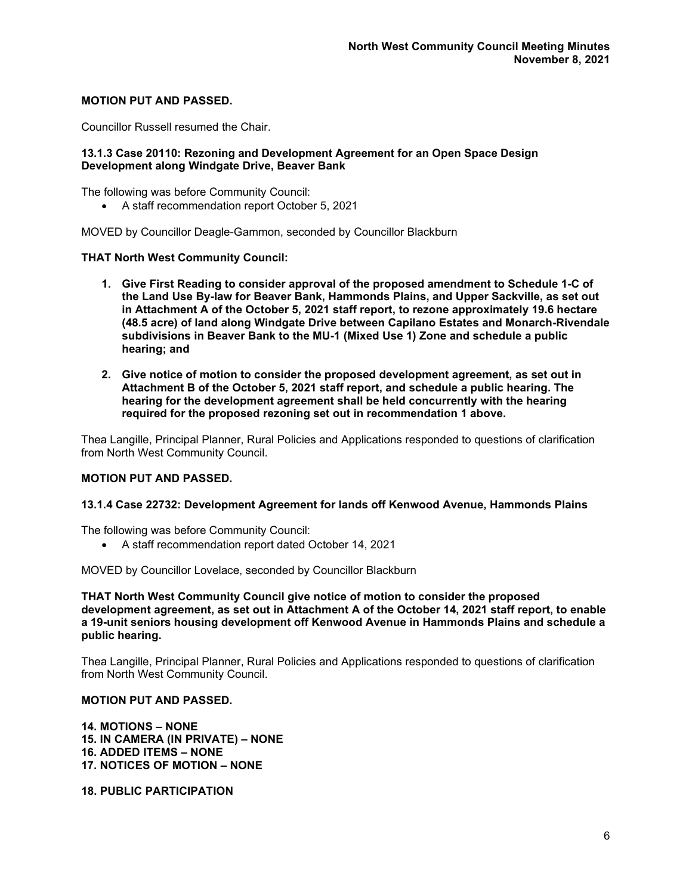**MOTION PUT AND PASSED.**

Councillor Russell resumed the Chair.

**13.1.3 Case 20110: Rezoning and Development Agreement for an Open Space Design Development along Windgate Drive, Beaver Bank**

The following was before Community Council:

- A staff recommendation report October 5, 2021

MOVED by Councillor Deagle-Gammon, seconded by Councillor Blackburn

**THAT North West Community Council:**

1. **Give First Reading to consider approval of the proposed amendment to Schedule 1-C of the Land Use By-law for Beaver Bank, Hammonds Plains, and Upper Sackville, as set out in Attachment A of the October 5, 2021 staff report, to rezone approximately 19.6 hectare (48.5 acre) of land along Windgate Drive between Capilano Estates and Monarch-Rivendale subdivisions in Beaver Bank to the MU-1 (Mixed Use 1) Zone and schedule a public hearing; and**

2. **Give notice of motion to consider the proposed development agreement, as set out in Attachment B of the October 5, 2021 staff report, and schedule a public hearing. The hearing for the development agreement shall be held concurrently with the hearing required for the proposed rezoning set out in recommendation 1 above.**

Thea Langille, Principal Planner, Rural Policies and Applications responded to questions of clarification from North West Community Council.

**MOTION PUT AND PASSED.**

**13.1.4 Case 22732: Development Agreement for lands off Kenwood Avenue, Hammonds Plains**

The following was before Community Council:

- A staff recommendation report dated October 14, 2021

MOVED by Councillor Lovelace, seconded by Councillor Blackburn

**THAT North West Community Council give notice of motion to consider the proposed development agreement, as set out in Attachment A of the October 14, 2021 staff report, to enable a 19-unit seniors housing development off Kenwood Avenue in Hammonds Plains and schedule a public hearing.**

Thea Langille, Principal Planner, Rural Policies and Applications responded to questions of clarification from North West Community Council.

**MOTION PUT AND PASSED.**

**14. MOTIONS – NONE**
**15. IN CAMERA (IN PRIVATE) – NONE**
**16. ADDED ITEMS – NONE**
**17. NOTICES OF MOTION – NONE**

**18. PUBLIC PARTICIPATION**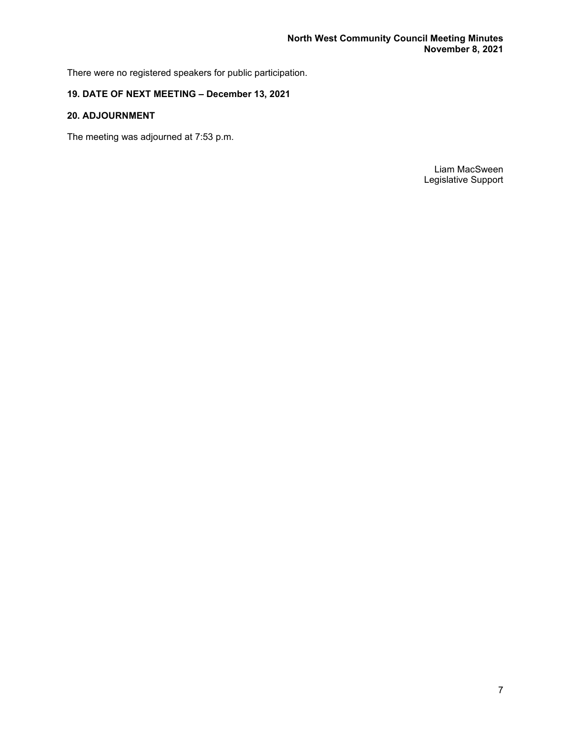There were no registered speakers for public participation.

## 19. DATE OF NEXT MEETING – December 13, 2021

## 20. ADJOURNMENT

The meeting was adjourned at 7:53 p.m.

Liam MacSween
Legislative Support